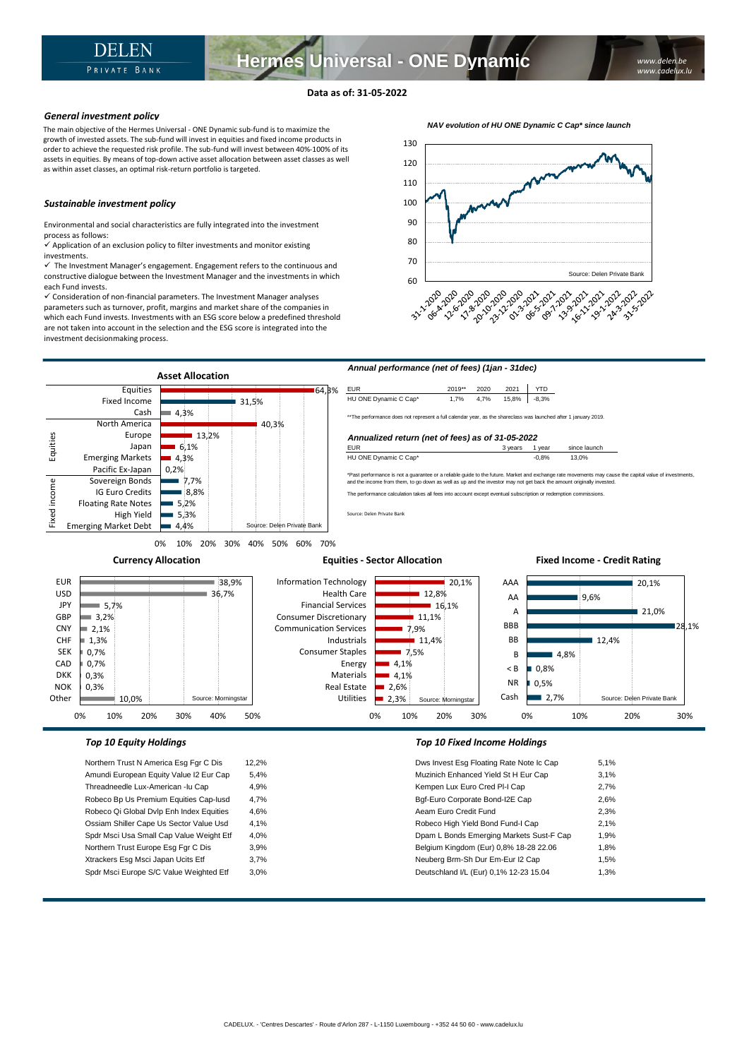# Hermes Universal - ONE Dynamic

DELEN PRIVATE BANK

www.delen.be
www.cadelux.lu

**Data as of: 31-05-2022**

### *General investment policy*

The main objective of the Hermes Universal - ONE Dynamic sub-fund is to maximize the growth of invested assets. The sub-fund will invest in equities and fixed income products in order to achieve the requested risk profile. The sub-fund will invest between 40%-100% of its assets in equities. By means of top-down active asset allocation between asset classes as well as within asset classes, an optimal risk-return portfolio is targeted.

### *Sustainable investment policy*

Environmental and social characteristics are fully integrated into the investment process as follows:

- ✓ Application of an exclusion policy to filter investments and monitor existing investments.
- ✓ The Investment Manager's engagement. Engagement refers to the continuous and constructive dialogue between the Investment Manager and the investments in which each Fund invests.
- ✓ Consideration of non-financial parameters. The Investment Manager analyses parameters such as turnover, profit, margins and market share of the companies in which each Fund invests. Investments with an ESG score below a predefined threshold are not taken into account in the selection and the ESG score is integrated into the investment decisionmaking process.

*NAV evolution of HU ONE Dynamic C Cap\* since launch*

Source: Delen Private Bank

### Asset Allocation

| | | |
|---|---|---|
| | Equities | 64,3% |
| | Fixed Income | 31,5% |
| | Cash | 4,3% |
| Equities | North America | 40,3% |
| | Europe | 13,2% |
| | Japan | 6,1% |
| | Emerging Markets | 4,3% |
| | Pacific Ex-Japan | 0,2% |
| Fixed income | Sovereign Bonds | 7,7% |
| | IG Euro Credits | 8,8% |
| | Floating Rate Notes | 5,2% |
| | High Yield | 5,3% |
| | Emerging Market Debt | 4,4% |

Source: Delen Private Bank

### *Annual performance (net of fees) (1jan - 31dec)*

| EUR | 2019\*\* | 2020 | 2021 | YTD |
|---|---|---|---|---|
| HU ONE Dynamic C Cap\* | 1,7% | 4,7% | 15,8% | -8,3% |

\*\*The performance does not represent a full calendar year, as the shareclass was launched after 1 january 2019.

### *Annualized return (net of fees) as of 31-05-2022*

| EUR | 3 years | 1 year | since launch |
|---|---|---|---|
| HU ONE Dynamic C Cap\* | | -0,8% | 13,0% |

\*Past performance is not a guarantee or a reliable guide to the future. Market and exchange rate movements may cause the capital value of investments, and the income from them, to go down as well as up and the investor may not get back the amount originally invested.

The performance calculation takes all fees into account except eventual subscription or redemption commissions.

Source: Delen Private Bank

### Currency Allocation

| Currency | % |
|---|---|
| EUR | 38,9% |
| USD | 36,7% |
| JPY | 5,7% |
| GBP | 3,2% |
| CNY | 2,1% |
| CHF | 1,3% |
| SEK | 0,7% |
| CAD | 0,7% |
| DKK | 0,3% |
| NOK | 0,3% |
| Other | 10,0% |

Source: Morningstar

### Equities - Sector Allocation

| Sector | % |
|---|---|
| Information Technology | 20,1% |
| Health Care | 12,8% |
| Financial Services | 16,1% |
| Consumer Discretionary | 11,1% |
| Communication Services | 7,9% |
| Industrials | 11,4% |
| Consumer Staples | 7,5% |
| Energy | 4,1% |
| Materials | 4,1% |
| Real Estate | 2,6% |
| Utilities | 2,3% |

Source: Morningstar

### Fixed Income - Credit Rating

| Rating | % |
|---|---|
| AAA | 20,1% |
| AA | 9,6% |
| A | 21,0% |
| BBB | 28,1% |
| BB | 12,4% |
| B | 4,8% |
| < B | 0,8% |
| NR | 0,5% |
| Cash | 2,7% |

Source: Delen Private Bank

### *Top 10 Equity Holdings*

| Holding | % |
|---|---|
| Northern Trust N America Esg Fgr C Dis | 12,2% |
| Amundi European Equity Value I2 Eur Cap | 5,4% |
| Threadneedle Lux-American -Iu Cap | 4,9% |
| Robeco Bp Us Premium Equities Cap-Iusd | 4,7% |
| Robeco Qi Global Dvlp Enh Index Equities | 4,6% |
| Ossiam Shiller Cape Us Sector Value Usd | 4,1% |
| Spdr Msci Usa Small Cap Value Weight Etf | 4,0% |
| Northern Trust Europe Esg Fgr C Dis | 3,9% |
| Xtrackers Esg Msci Japan Ucits Etf | 3,7% |
| Spdr Msci Europe S/C Value Weighted Etf | 3,0% |

### *Top 10 Fixed Income Holdings*

| Holding | % |
|---|---|
| Dws Invest Esg Floating Rate Note Ic Cap | 5,1% |
| Muzinich Enhanced Yield St H Eur Cap | 3,1% |
| Kempen Lux Euro Cred PI-I Cap | 2,7% |
| Bgf-Euro Corporate Bond-I2E Cap | 2,6% |
| Aeam Euro Credit Fund | 2,3% |
| Robeco High Yield Bond Fund-I Cap | 2,1% |
| Dpam L Bonds Emerging Markets Sust-F Cap | 1,9% |
| Belgium Kingdom (Eur) 0,8% 18-28 22.06 | 1,8% |
| Neuberg Brm-Sh Dur Em-Eur I2 Cap | 1,5% |
| Deutschland I/L (Eur) 0,1% 12-23 15.04 | 1,3% |

CADELUX. - 'Centres Descartes' - Route d'Arlon 287 - L-1150 Luxembourg - +352 44 50 60 - www.cadelux.lu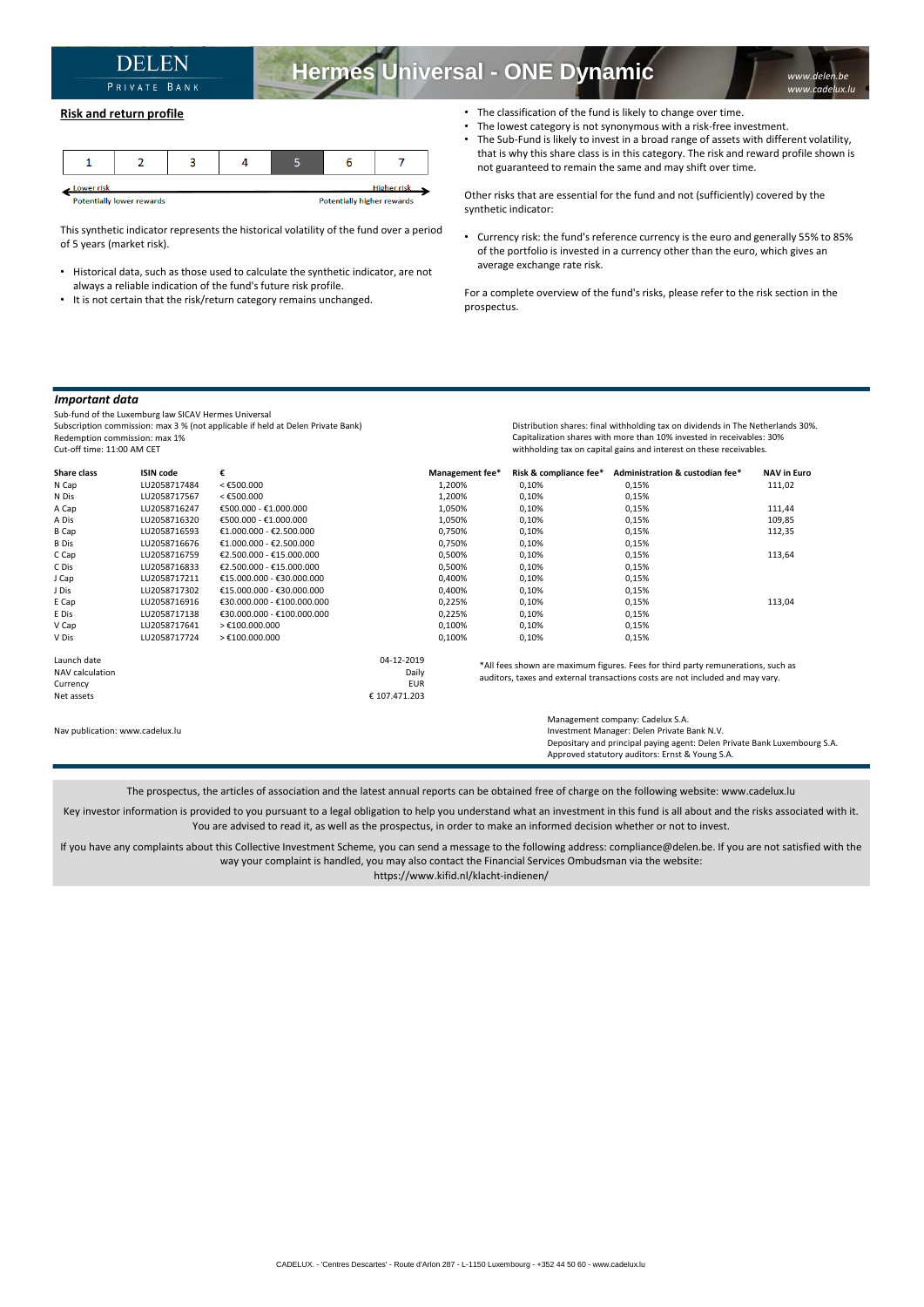DELEN
PRIVATE BANK

# Hermes Universal - ONE Dynamic

www.delen.be
www.cadelux.lu

## Risk and return profile

| 1 | 2 | 3 | 4 | **5** | 6 | 7 |
|---|---|---|---|---|---|---|

Lower risk — Higher risk
Potentially lower rewards — Potentially higher rewards

This synthetic indicator represents the historical volatility of the fund over a period of 5 years (market risk).

- Historical data, such as those used to calculate the synthetic indicator, are not always a reliable indication of the fund's future risk profile.
- It is not certain that the risk/return category remains unchanged.
- The classification of the fund is likely to change over time.
- The lowest category is not synonymous with a risk-free investment.
- The Sub-Fund is likely to invest in a broad range of assets with different volatility, that is why this share class is in this category. The risk and reward profile shown is not guaranteed to remain the same and may shift over time.

Other risks that are essential for the fund and not (sufficiently) covered by the synthetic indicator:

- Currency risk: the fund's reference currency is the euro and generally 55% to 85% of the portfolio is invested in a currency other than the euro, which gives an average exchange rate risk.

For a complete overview of the fund's risks, please refer to the risk section in the prospectus.

## *Important data*

Sub-fund of the Luxemburg law SICAV Hermes Universal
Subscription commission: max 3 % (not applicable if held at Delen Private Bank)
Redemption commission: max 1%
Cut-off time: 11:00 AM CET

Distribution shares: final withholding tax on dividends in The Netherlands 30%.
Capitalization shares with more than 10% invested in receivables: 30%
withholding tax on capital gains and interest on these receivables.

| Share class | ISIN code | € | Management fee* | Risk & compliance fee* | Administration & custodian fee* | NAV in Euro |
|---|---|---|---|---|---|---|
| N Cap | LU2058717484 | < €500.000 | 1,200% | 0,10% | 0,15% | 111,02 |
| N Dis | LU2058717567 | < €500.000 | 1,200% | 0,10% | 0,15% | |
| A Cap | LU2058716247 | €500.000 - €1.000.000 | 1,050% | 0,10% | 0,15% | 111,44 |
| A Dis | LU2058716320 | €500.000 - €1.000.000 | 1,050% | 0,10% | 0,15% | 109,85 |
| B Cap | LU2058716593 | €1.000.000 - €2.500.000 | 0,750% | 0,10% | 0,15% | 112,35 |
| B Dis | LU2058716676 | €1.000.000 - €2.500.000 | 0,750% | 0,10% | 0,15% | |
| C Cap | LU2058716759 | €2.500.000 - €15.000.000 | 0,500% | 0,10% | 0,15% | 113,64 |
| C Dis | LU2058716833 | €2.500.000 - €15.000.000 | 0,500% | 0,10% | 0,15% | |
| J Cap | LU2058717211 | €15.000.000 - €30.000.000 | 0,400% | 0,10% | 0,15% | |
| J Dis | LU2058717302 | €15.000.000 - €30.000.000 | 0,400% | 0,10% | 0,15% | |
| E Cap | LU2058716916 | €30.000.000 - €100.000.000 | 0,225% | 0,10% | 0,15% | 113,04 |
| E Dis | LU2058717138 | €30.000.000 - €100.000.000 | 0,225% | 0,10% | 0,15% | |
| V Cap | LU2058717641 | > €100.000.000 | 0,100% | 0,10% | 0,15% | |
| V Dis | LU2058717724 | > €100.000.000 | 0,100% | 0,10% | 0,15% | |

| | |
|---|---|
| Launch date | 04-12-2019 |
| NAV calculation | Daily |
| Currency | EUR |
| Net assets | € 107.471.203 |

*All fees shown are maximum figures. Fees for third party remunerations, such as auditors, taxes and external transactions costs are not included and may vary.

Nav publication: www.cadelux.lu

Management company: Cadelux S.A.
Investment Manager: Delen Private Bank N.V.
Depositary and principal paying agent: Delen Private Bank Luxembourg S.A.
Approved statutory auditors: Ernst & Young S.A.

The prospectus, the articles of association and the latest annual reports can be obtained free of charge on the following website: www.cadelux.lu

Key investor information is provided to you pursuant to a legal obligation to help you understand what an investment in this fund is all about and the risks associated with it. You are advised to read it, as well as the prospectus, in order to make an informed decision whether or not to invest.

If you have any complaints about this Collective Investment Scheme, you can send a message to the following address: compliance@delen.be. If you are not satisfied with the way your complaint is handled, you may also contact the Financial Services Ombudsman via the website: https://www.kifid.nl/klacht-indienen/

CADELUX. - 'Centres Descartes' - Route d'Arlon 287 - L-1150 Luxembourg - +352 44 50 60 - www.cadelux.lu